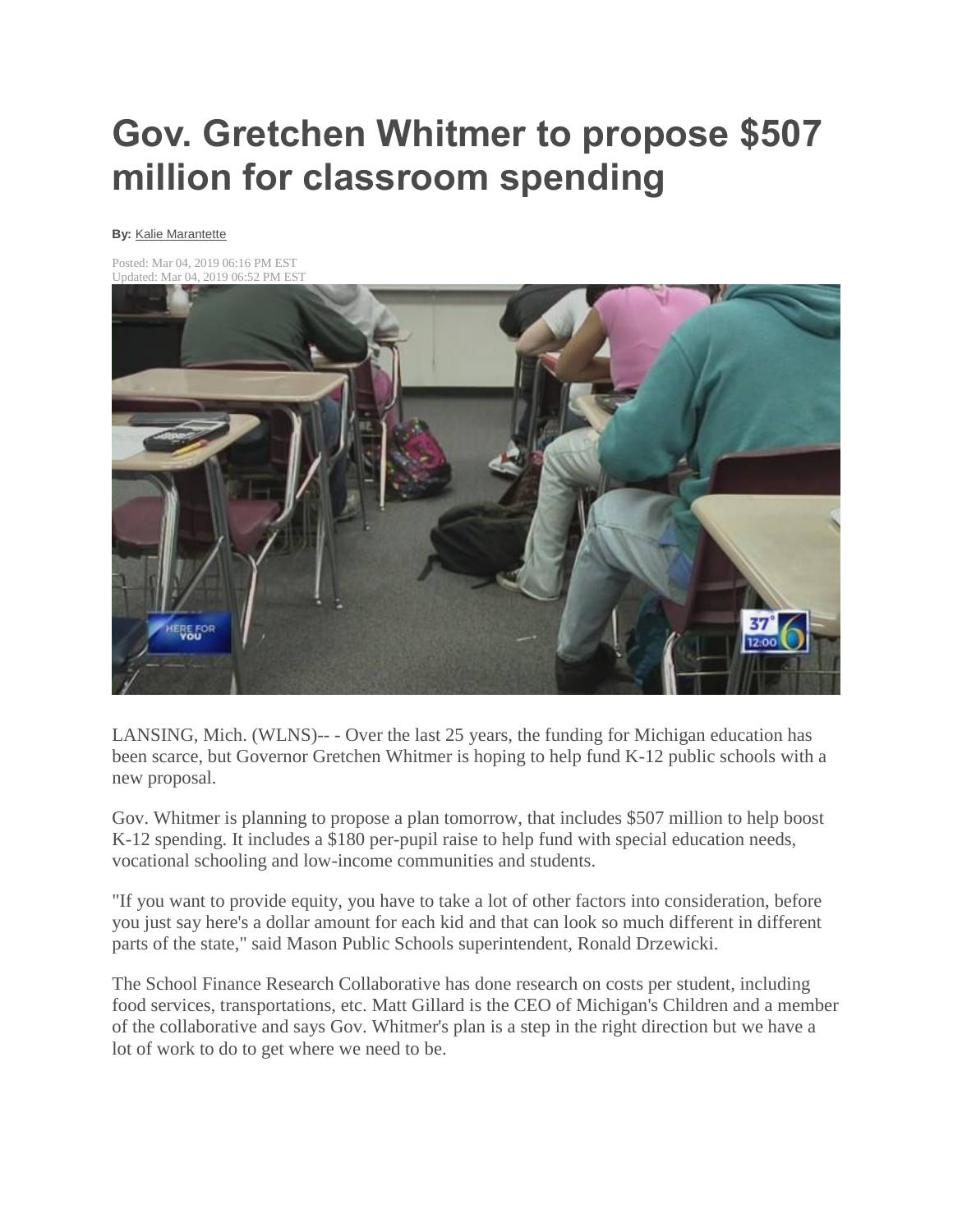# Gov. Gretchen Whitmer to propose $507 million for classroom spending

**By:** Kalie Marantette

Posted: Mar 04, 2019 06:16 PM EST
Updated: Mar 04, 2019 06:52 PM EST

LANSING, Mich. (WLNS)-- - Over the last 25 years, the funding for Michigan education has been scarce, but Governor Gretchen Whitmer is hoping to help fund K-12 public schools with a new proposal.

Gov. Whitmer is planning to propose a plan tomorrow, that includes $507 million to help boost K-12 spending. It includes a $180 per-pupil raise to help fund with special education needs, vocational schooling and low-income communities and students.

"If you want to provide equity, you have to take a lot of other factors into consideration, before you just say here's a dollar amount for each kid and that can look so much different in different parts of the state," said Mason Public Schools superintendent, Ronald Drzewicki.

The School Finance Research Collaborative has done research on costs per student, including food services, transportations, etc. Matt Gillard is the CEO of Michigan's Children and a member of the collaborative and says Gov. Whitmer's plan is a step in the right direction but we have a lot of work to do to get where we need to be.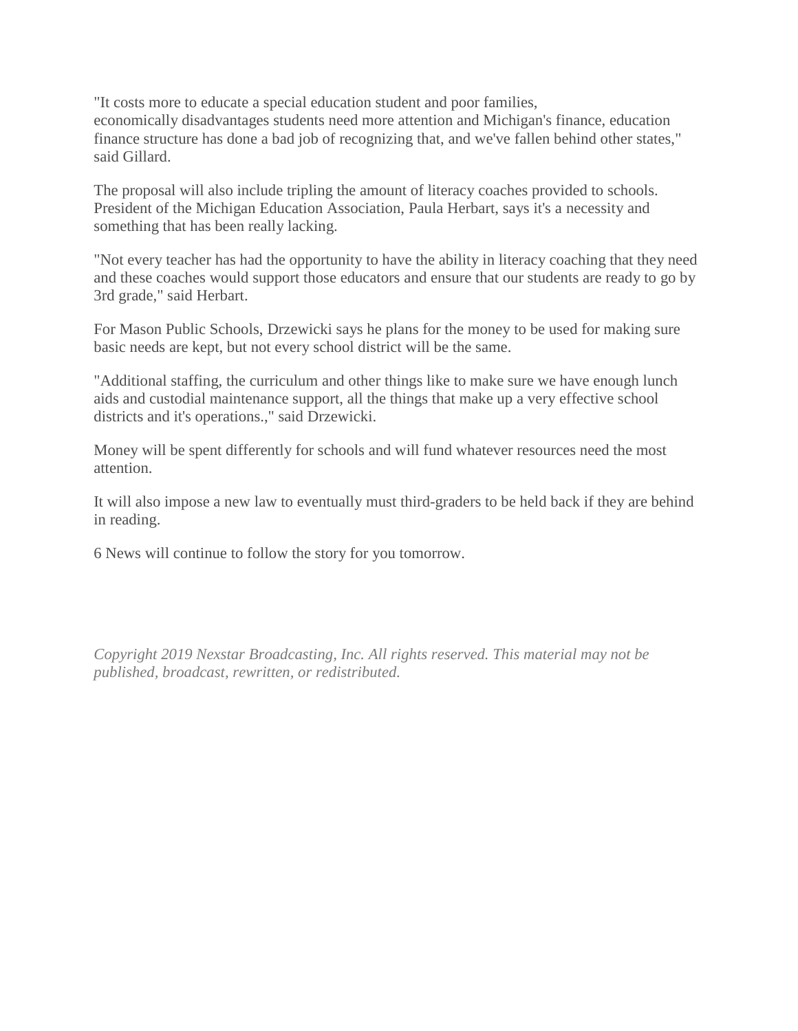"It costs more to educate a special education student and poor families, economically disadvantages students need more attention and Michigan's finance, education finance structure has done a bad job of recognizing that, and we've fallen behind other states," said Gillard.

The proposal will also include tripling the amount of literacy coaches provided to schools. President of the Michigan Education Association, Paula Herbart, says it's a necessity and something that has been really lacking.

"Not every teacher has had the opportunity to have the ability in literacy coaching that they need and these coaches would support those educators and ensure that our students are ready to go by 3rd grade," said Herbart.

For Mason Public Schools, Drzewicki says he plans for the money to be used for making sure basic needs are kept, but not every school district will be the same.

"Additional staffing, the curriculum and other things like to make sure we have enough lunch aids and custodial maintenance support, all the things that make up a very effective school districts and it's operations.," said Drzewicki.

Money will be spent differently for schools and will fund whatever resources need the most attention.

It will also impose a new law to eventually must third-graders to be held back if they are behind in reading.

6 News will continue to follow the story for you tomorrow.

*Copyright 2019 Nexstar Broadcasting, Inc. All rights reserved. This material may not be published, broadcast, rewritten, or redistributed.*